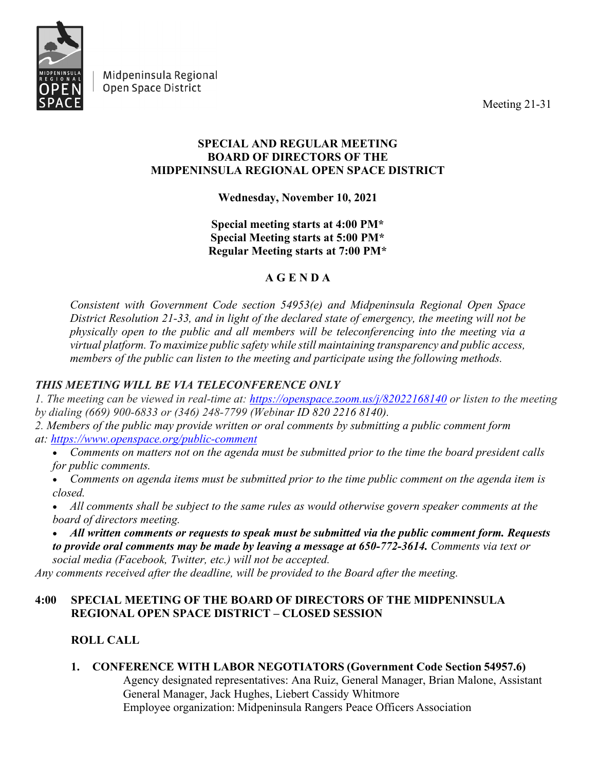Midpeninsula Regional Open Space District

Meeting 21-31

# SPECIAL AND REGULAR MEETING
# BOARD OF DIRECTORS OF THE
# MIDPENINSULA REGIONAL OPEN SPACE DISTRICT

**Wednesday, November 10, 2021**

**Special meeting starts at 4:00 PM***
**Special Meeting starts at 5:00 PM***
**Regular Meeting starts at 7:00 PM***

## A G E N D A

*Consistent with Government Code section 54953(e) and Midpeninsula Regional Open Space District Resolution 21-33, and in light of the declared state of emergency, the meeting will not be physically open to the public and all members will be teleconferencing into the meeting via a virtual platform. To maximize public safety while still maintaining transparency and public access, members of the public can listen to the meeting and participate using the following methods.*

***THIS MEETING WILL BE VIA TELECONFERENCE ONLY***

*1. The meeting can be viewed in real-time at: https://openspace.zoom.us/j/82022168140 or listen to the meeting by dialing (669) 900-6833 or (346) 248-7799 (Webinar ID 820 2216 8140).*

*2. Members of the public may provide written or oral comments by submitting a public comment form at: https://www.openspace.org/public-comment*

- *Comments on matters not on the agenda must be submitted prior to the time the board president calls for public comments.*
- *Comments on agenda items must be submitted prior to the time public comment on the agenda item is closed.*
- *All comments shall be subject to the same rules as would otherwise govern speaker comments at the board of directors meeting.*
- ***All written comments or requests to speak must be submitted via the public comment form. Requests to provide oral comments may be made by leaving a message at 650-772-3614.*** *Comments via text or social media (Facebook, Twitter, etc.) will not be accepted.*

*Any comments received after the deadline, will be provided to the Board after the meeting.*

### 4:00 SPECIAL MEETING OF THE BOARD OF DIRECTORS OF THE MIDPENINSULA REGIONAL OPEN SPACE DISTRICT – CLOSED SESSION

**ROLL CALL**

**1. CONFERENCE WITH LABOR NEGOTIATORS (Government Code Section 54957.6)**
Agency designated representatives: Ana Ruiz, General Manager, Brian Malone, Assistant General Manager, Jack Hughes, Liebert Cassidy Whitmore
Employee organization: Midpeninsula Rangers Peace Officers Association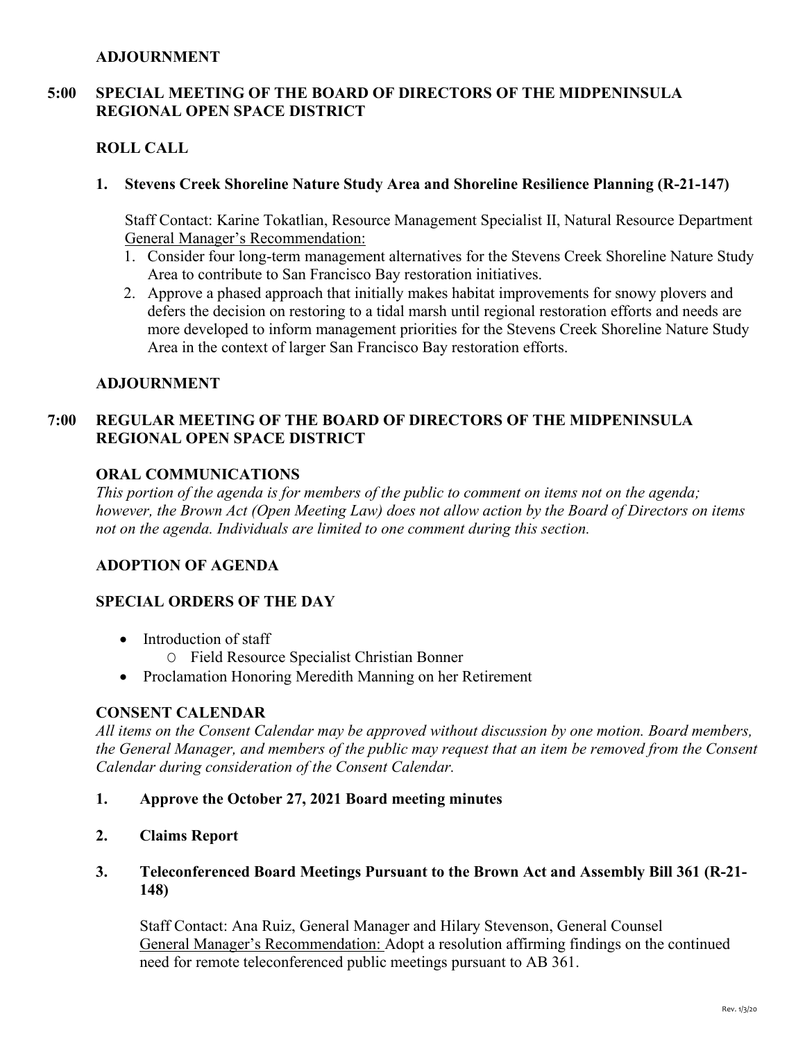**ADJOURNMENT**

**5:00 SPECIAL MEETING OF THE BOARD OF DIRECTORS OF THE MIDPENINSULA REGIONAL OPEN SPACE DISTRICT**

**ROLL CALL**

**1. Stevens Creek Shoreline Nature Study Area and Shoreline Resilience Planning (R-21-147)**

Staff Contact: Karine Tokatlian, Resource Management Specialist II, Natural Resource Department
General Manager's Recommendation:

1. Consider four long-term management alternatives for the Stevens Creek Shoreline Nature Study Area to contribute to San Francisco Bay restoration initiatives.
2. Approve a phased approach that initially makes habitat improvements for snowy plovers and defers the decision on restoring to a tidal marsh until regional restoration efforts and needs are more developed to inform management priorities for the Stevens Creek Shoreline Nature Study Area in the context of larger San Francisco Bay restoration efforts.

**ADJOURNMENT**

**7:00 REGULAR MEETING OF THE BOARD OF DIRECTORS OF THE MIDPENINSULA REGIONAL OPEN SPACE DISTRICT**

**ORAL COMMUNICATIONS**

*This portion of the agenda is for members of the public to comment on items not on the agenda; however, the Brown Act (Open Meeting Law) does not allow action by the Board of Directors on items not on the agenda. Individuals are limited to one comment during this section.*

**ADOPTION OF AGENDA**

**SPECIAL ORDERS OF THE DAY**

- Introduction of staff
  - Field Resource Specialist Christian Bonner
- Proclamation Honoring Meredith Manning on her Retirement

**CONSENT CALENDAR**

*All items on the Consent Calendar may be approved without discussion by one motion. Board members, the General Manager, and members of the public may request that an item be removed from the Consent Calendar during consideration of the Consent Calendar.*

**1. Approve the October 27, 2021 Board meeting minutes**

**2. Claims Report**

**3. Teleconferenced Board Meetings Pursuant to the Brown Act and Assembly Bill 361 (R-21-148)**

Staff Contact: Ana Ruiz, General Manager and Hilary Stevenson, General Counsel
General Manager's Recommendation: Adopt a resolution affirming findings on the continued need for remote teleconferenced public meetings pursuant to AB 361.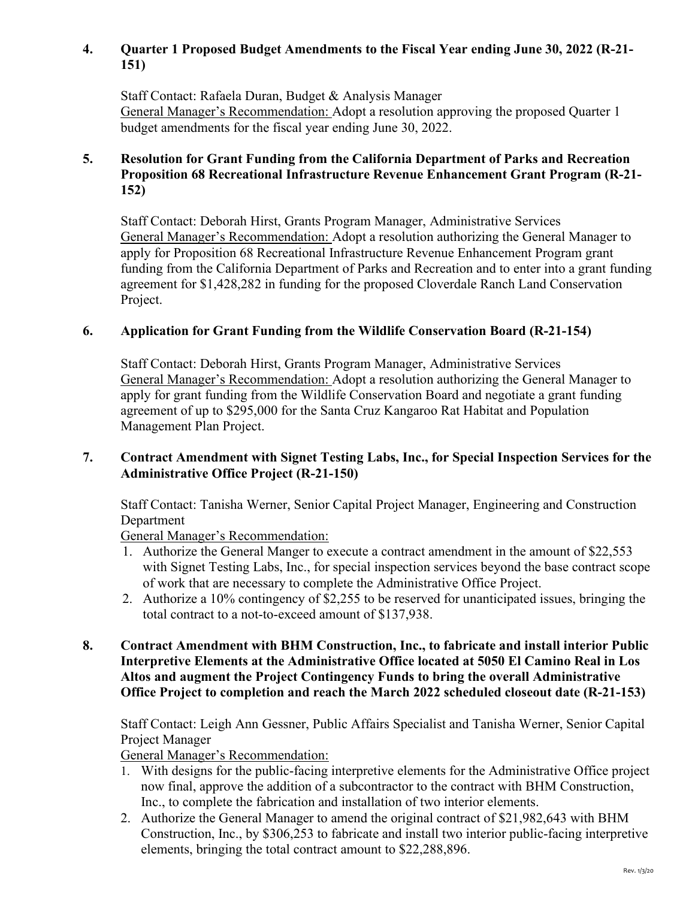**4. Quarter 1 Proposed Budget Amendments to the Fiscal Year ending June 30, 2022 (R-21-151)**

Staff Contact: Rafaela Duran, Budget & Analysis Manager
General Manager's Recommendation: Adopt a resolution approving the proposed Quarter 1 budget amendments for the fiscal year ending June 30, 2022.

**5. Resolution for Grant Funding from the California Department of Parks and Recreation Proposition 68 Recreational Infrastructure Revenue Enhancement Grant Program (R-21-152)**

Staff Contact: Deborah Hirst, Grants Program Manager, Administrative Services
General Manager's Recommendation: Adopt a resolution authorizing the General Manager to apply for Proposition 68 Recreational Infrastructure Revenue Enhancement Program grant funding from the California Department of Parks and Recreation and to enter into a grant funding agreement for $1,428,282 in funding for the proposed Cloverdale Ranch Land Conservation Project.

**6. Application for Grant Funding from the Wildlife Conservation Board (R-21-154)**

Staff Contact: Deborah Hirst, Grants Program Manager, Administrative Services
General Manager's Recommendation: Adopt a resolution authorizing the General Manager to apply for grant funding from the Wildlife Conservation Board and negotiate a grant funding agreement of up to $295,000 for the Santa Cruz Kangaroo Rat Habitat and Population Management Plan Project.

**7. Contract Amendment with Signet Testing Labs, Inc., for Special Inspection Services for the Administrative Office Project (R-21-150)**

Staff Contact: Tanisha Werner, Senior Capital Project Manager, Engineering and Construction Department
General Manager's Recommendation:

1. Authorize the General Manger to execute a contract amendment in the amount of $22,553 with Signet Testing Labs, Inc., for special inspection services beyond the base contract scope of work that are necessary to complete the Administrative Office Project.
2. Authorize a 10% contingency of $2,255 to be reserved for unanticipated issues, bringing the total contract to a not-to-exceed amount of $137,938.

**8. Contract Amendment with BHM Construction, Inc., to fabricate and install interior Public Interpretive Elements at the Administrative Office located at 5050 El Camino Real in Los Altos and augment the Project Contingency Funds to bring the overall Administrative Office Project to completion and reach the March 2022 scheduled closeout date (R-21-153)**

Staff Contact: Leigh Ann Gessner, Public Affairs Specialist and Tanisha Werner, Senior Capital Project Manager
General Manager's Recommendation:

1. With designs for the public-facing interpretive elements for the Administrative Office project now final, approve the addition of a subcontractor to the contract with BHM Construction, Inc., to complete the fabrication and installation of two interior elements.
2. Authorize the General Manager to amend the original contract of $21,982,643 with BHM Construction, Inc., by $306,253 to fabricate and install two interior public-facing interpretive elements, bringing the total contract amount to $22,288,896.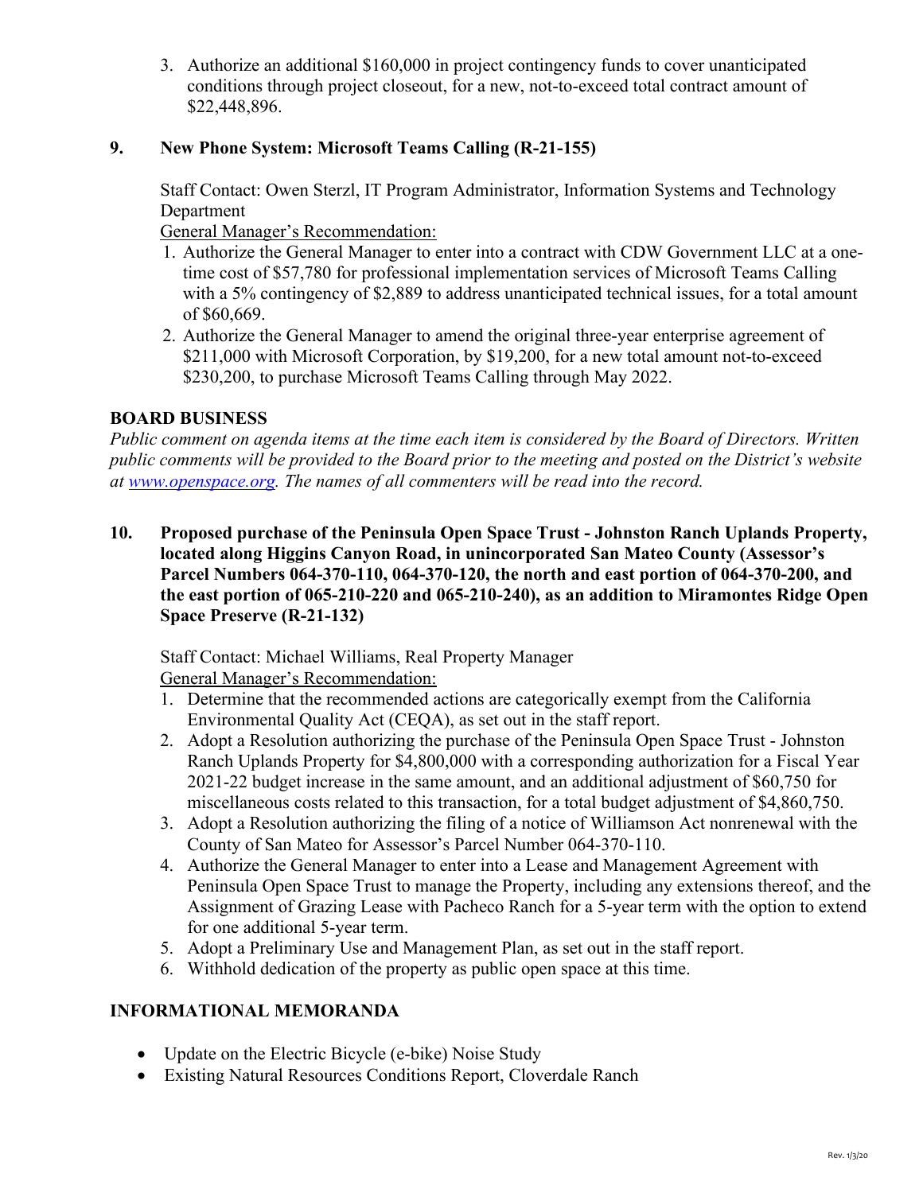3. Authorize an additional $160,000 in project contingency funds to cover unanticipated conditions through project closeout, for a new, not-to-exceed total contract amount of $22,448,896.

**9. New Phone System: Microsoft Teams Calling (R-21-155)**

Staff Contact: Owen Sterzl, IT Program Administrator, Information Systems and Technology Department

General Manager's Recommendation:

1. Authorize the General Manager to enter into a contract with CDW Government LLC at a one-time cost of $57,780 for professional implementation services of Microsoft Teams Calling with a 5% contingency of $2,889 to address unanticipated technical issues, for a total amount of $60,669.
2. Authorize the General Manager to amend the original three-year enterprise agreement of $211,000 with Microsoft Corporation, by $19,200, for a new total amount not-to-exceed $230,200, to purchase Microsoft Teams Calling through May 2022.

## BOARD BUSINESS

*Public comment on agenda items at the time each item is considered by the Board of Directors. Written public comments will be provided to the Board prior to the meeting and posted on the District's website at [www.openspace.org](www.openspace.org). The names of all commenters will be read into the record.*

**10. Proposed purchase of the Peninsula Open Space Trust - Johnston Ranch Uplands Property, located along Higgins Canyon Road, in unincorporated San Mateo County (Assessor's Parcel Numbers 064-370-110, 064-370-120, the north and east portion of 064-370-200, and the east portion of 065-210-220 and 065-210-240), as an addition to Miramontes Ridge Open Space Preserve (R-21-132)**

Staff Contact: Michael Williams, Real Property Manager

General Manager's Recommendation:

1. Determine that the recommended actions are categorically exempt from the California Environmental Quality Act (CEQA), as set out in the staff report.
2. Adopt a Resolution authorizing the purchase of the Peninsula Open Space Trust - Johnston Ranch Uplands Property for $4,800,000 with a corresponding authorization for a Fiscal Year 2021-22 budget increase in the same amount, and an additional adjustment of $60,750 for miscellaneous costs related to this transaction, for a total budget adjustment of $4,860,750.
3. Adopt a Resolution authorizing the filing of a notice of Williamson Act nonrenewal with the County of San Mateo for Assessor's Parcel Number 064-370-110.
4. Authorize the General Manager to enter into a Lease and Management Agreement with Peninsula Open Space Trust to manage the Property, including any extensions thereof, and the Assignment of Grazing Lease with Pacheco Ranch for a 5-year term with the option to extend for one additional 5-year term.
5. Adopt a Preliminary Use and Management Plan, as set out in the staff report.
6. Withhold dedication of the property as public open space at this time.

## INFORMATIONAL MEMORANDA

- Update on the Electric Bicycle (e-bike) Noise Study
- Existing Natural Resources Conditions Report, Cloverdale Ranch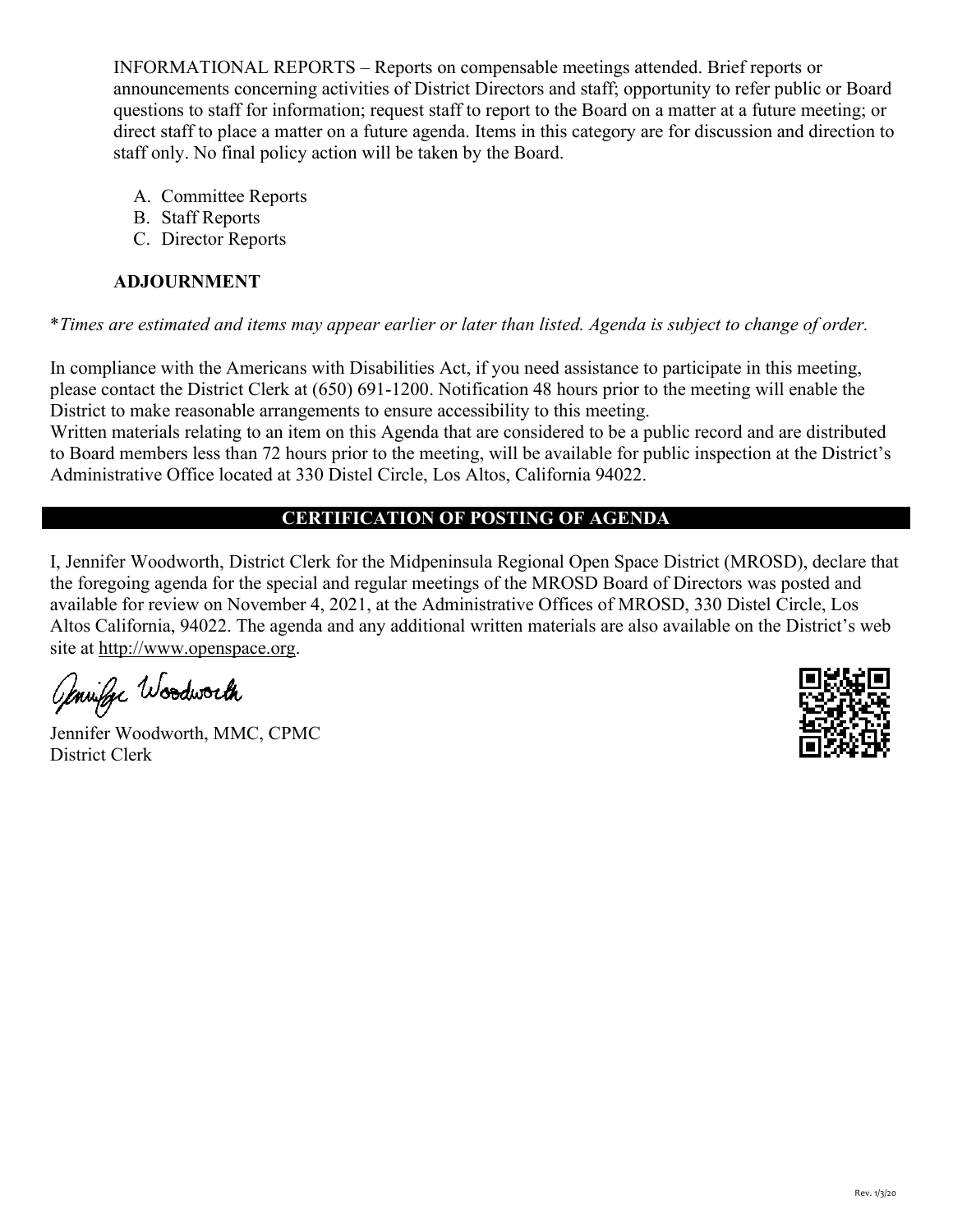INFORMATIONAL REPORTS – Reports on compensable meetings attended. Brief reports or announcements concerning activities of District Directors and staff; opportunity to refer public or Board questions to staff for information; request staff to report to the Board on a matter at a future meeting; or direct staff to place a matter on a future agenda. Items in this category are for discussion and direction to staff only. No final policy action will be taken by the Board.

A. Committee Reports
B. Staff Reports
C. Director Reports

**ADJOURNMENT**

\**Times are estimated and items may appear earlier or later than listed. Agenda is subject to change of order.*

In compliance with the Americans with Disabilities Act, if you need assistance to participate in this meeting, please contact the District Clerk at (650) 691-1200. Notification 48 hours prior to the meeting will enable the District to make reasonable arrangements to ensure accessibility to this meeting.
Written materials relating to an item on this Agenda that are considered to be a public record and are distributed to Board members less than 72 hours prior to the meeting, will be available for public inspection at the District's Administrative Office located at 330 Distel Circle, Los Altos, California 94022.

## CERTIFICATION OF POSTING OF AGENDA

I, Jennifer Woodworth, District Clerk for the Midpeninsula Regional Open Space District (MROSD), declare that the foregoing agenda for the special and regular meetings of the MROSD Board of Directors was posted and available for review on November 4, 2021, at the Administrative Offices of MROSD, 330 Distel Circle, Los Altos California, 94022. The agenda and any additional written materials are also available on the District's web site at http://www.openspace.org.

Jennifer Woodworth

Jennifer Woodworth, MMC, CPMC
District Clerk

Rev. 1/3/20